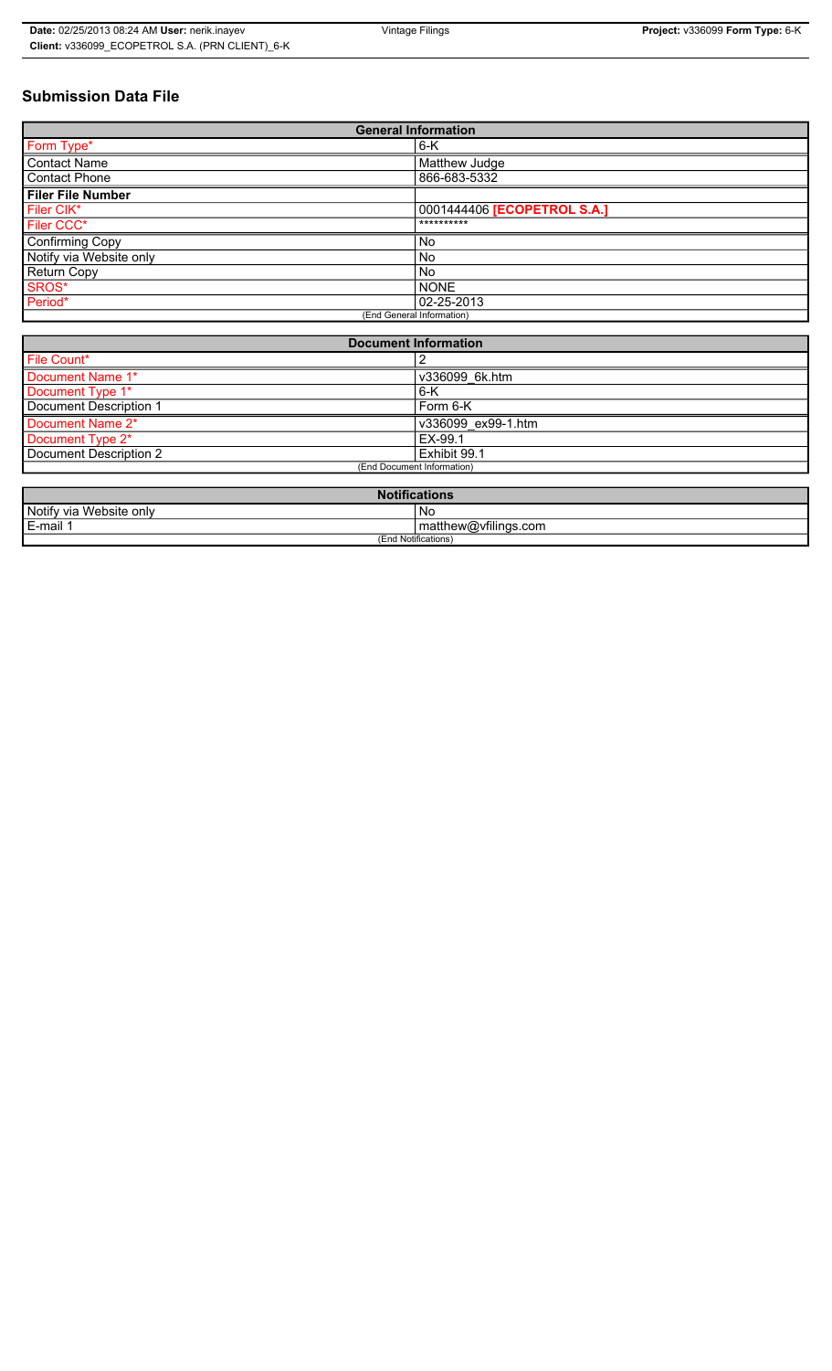# Submission Data File

| General Information | |
|---|---|
| Form Type* | 6-K |
| Contact Name | Matthew Judge |
| Contact Phone | 866-683-5332 |
| **Filer File Number** | |
| Filer CIK* | 0001444406 **[ECOPETROL S.A.]** |
| Filer CCC* | ********** |
| Confirming Copy | No |
| Notify via Website only | No |
| Return Copy | No |
| SROS* | NONE |
| Period* | 02-25-2013 |
| (End General Information) | |

| Document Information | |
|---|---|
| File Count* | 2 |
| Document Name 1* | v336099_6k.htm |
| Document Type 1* | 6-K |
| Document Description 1 | Form 6-K |
| Document Name 2* | v336099_ex99-1.htm |
| Document Type 2* | EX-99.1 |
| Document Description 2 | Exhibit 99.1 |
| (End Document Information) | |

| Notifications | |
|---|---|
| Notify via Website only | No |
| E-mail 1 | matthew@vfilings.com |
| (End Notifications) | |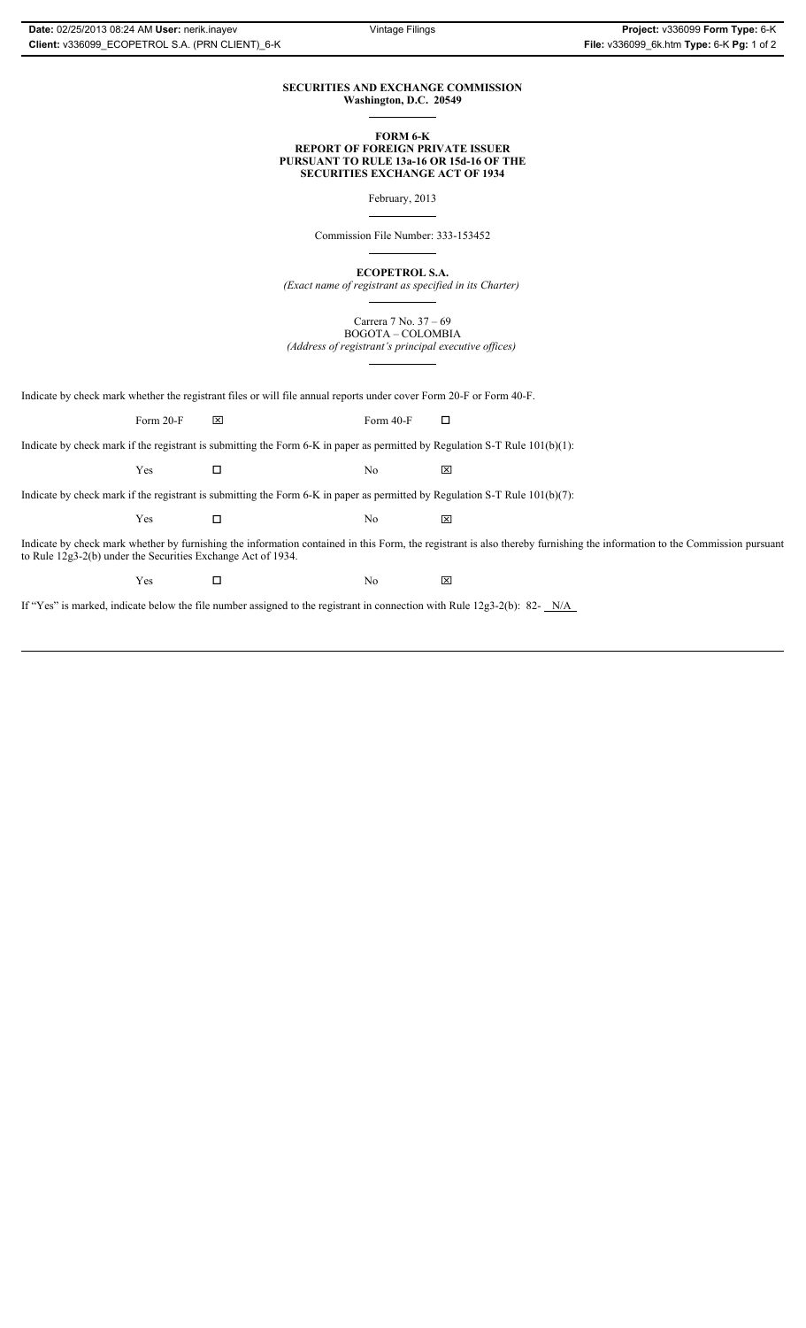**SECURITIES AND EXCHANGE COMMISSION**
**Washington, D.C. 20549**

**FORM 6-K**
**REPORT OF FOREIGN PRIVATE ISSUER**
**PURSUANT TO RULE 13a-16 OR 15d-16 OF THE**
**SECURITIES EXCHANGE ACT OF 1934**

February, 2013

Commission File Number: 333-153452

**ECOPETROL S.A.**
*(Exact name of registrant as specified in its Charter)*

Carrera 7 No. 37 – 69
BOGOTA – COLOMBIA
*(Address of registrant's principal executive offices)*

Indicate by check mark whether the registrant files or will file annual reports under cover Form 20-F or Form 40-F.

Form 20-F ☒ Form 40-F ☐

Indicate by check mark if the registrant is submitting the Form 6-K in paper as permitted by Regulation S-T Rule 101(b)(1):

Yes ☐ No ☒

Indicate by check mark if the registrant is submitting the Form 6-K in paper as permitted by Regulation S-T Rule 101(b)(7):

Yes ☐ No ☒

Indicate by check mark whether by furnishing the information contained in this Form, the registrant is also thereby furnishing the information to the Commission pursuant to Rule 12g3-2(b) under the Securities Exchange Act of 1934.

Yes ☐ No ☒

If "Yes" is marked, indicate below the file number assigned to the registrant in connection with Rule 12g3-2(b): 82- N/A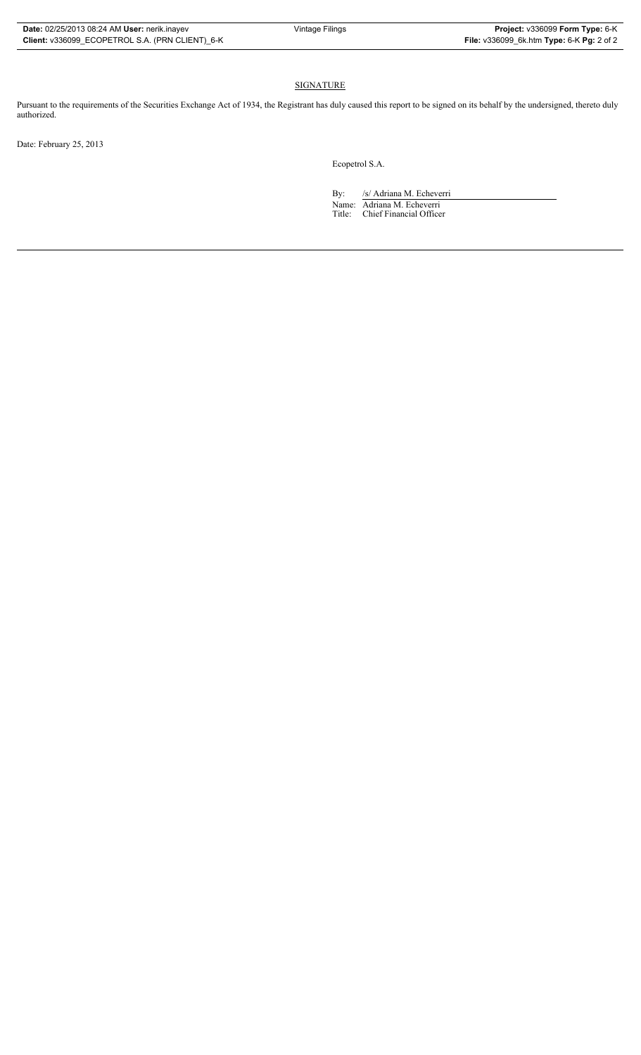## SIGNATURE

Pursuant to the requirements of the Securities Exchange Act of 1934, the Registrant has duly caused this report to be signed on its behalf by the undersigned, thereto duly authorized.

Date: February 25, 2013

Ecopetrol S.A.

By: /s/ Adriana M. Echeverri

Name: Adriana M. Echeverri

Title: Chief Financial Officer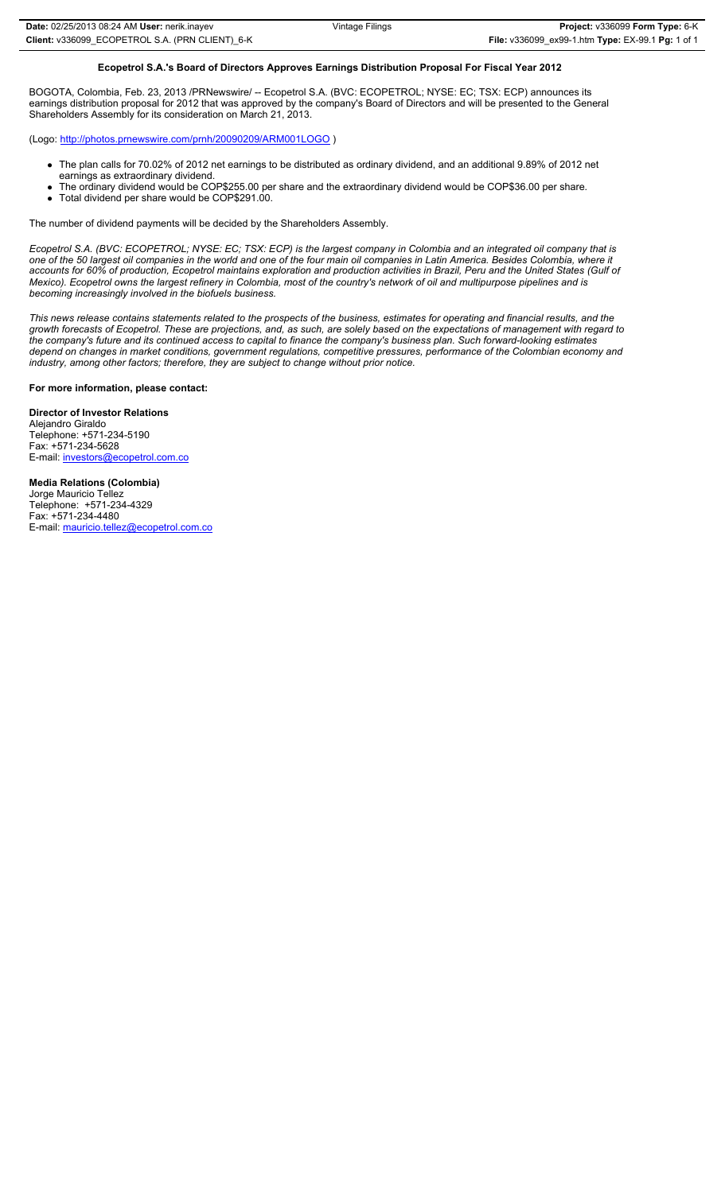## Ecopetrol S.A.'s Board of Directors Approves Earnings Distribution Proposal For Fiscal Year 2012

BOGOTA, Colombia, Feb. 23, 2013 /PRNewswire/ -- Ecopetrol S.A. (BVC: ECOPETROL; NYSE: EC; TSX: ECP) announces its earnings distribution proposal for 2012 that was approved by the company's Board of Directors and will be presented to the General Shareholders Assembly for its consideration on March 21, 2013.

(Logo: http://photos.prnewswire.com/prnh/20090209/ARM001LOGO )

- The plan calls for 70.02% of 2012 net earnings to be distributed as ordinary dividend, and an additional 9.89% of 2012 net earnings as extraordinary dividend.
- The ordinary dividend would be COP$255.00 per share and the extraordinary dividend would be COP$36.00 per share.
- Total dividend per share would be COP$291.00.

The number of dividend payments will be decided by the Shareholders Assembly.

*Ecopetrol S.A. (BVC: ECOPETROL; NYSE: EC; TSX: ECP) is the largest company in Colombia and an integrated oil company that is one of the 50 largest oil companies in the world and one of the four main oil companies in Latin America. Besides Colombia, where it accounts for 60% of production, Ecopetrol maintains exploration and production activities in Brazil, Peru and the United States (Gulf of Mexico). Ecopetrol owns the largest refinery in Colombia, most of the country's network of oil and multipurpose pipelines and is becoming increasingly involved in the biofuels business.*

*This news release contains statements related to the prospects of the business, estimates for operating and financial results, and the growth forecasts of Ecopetrol. These are projections, and, as such, are solely based on the expectations of management with regard to the company's future and its continued access to capital to finance the company's business plan. Such forward-looking estimates depend on changes in market conditions, government regulations, competitive pressures, performance of the Colombian economy and industry, among other factors; therefore, they are subject to change without prior notice.*

**For more information, please contact:**

**Director of Investor Relations**
Alejandro Giraldo
Telephone: +571-234-5190
Fax: +571-234-5628
E-mail: investors@ecopetrol.com.co

**Media Relations (Colombia)**
Jorge Mauricio Tellez
Telephone: +571-234-4329
Fax: +571-234-4480
E-mail: mauricio.tellez@ecopetrol.com.co